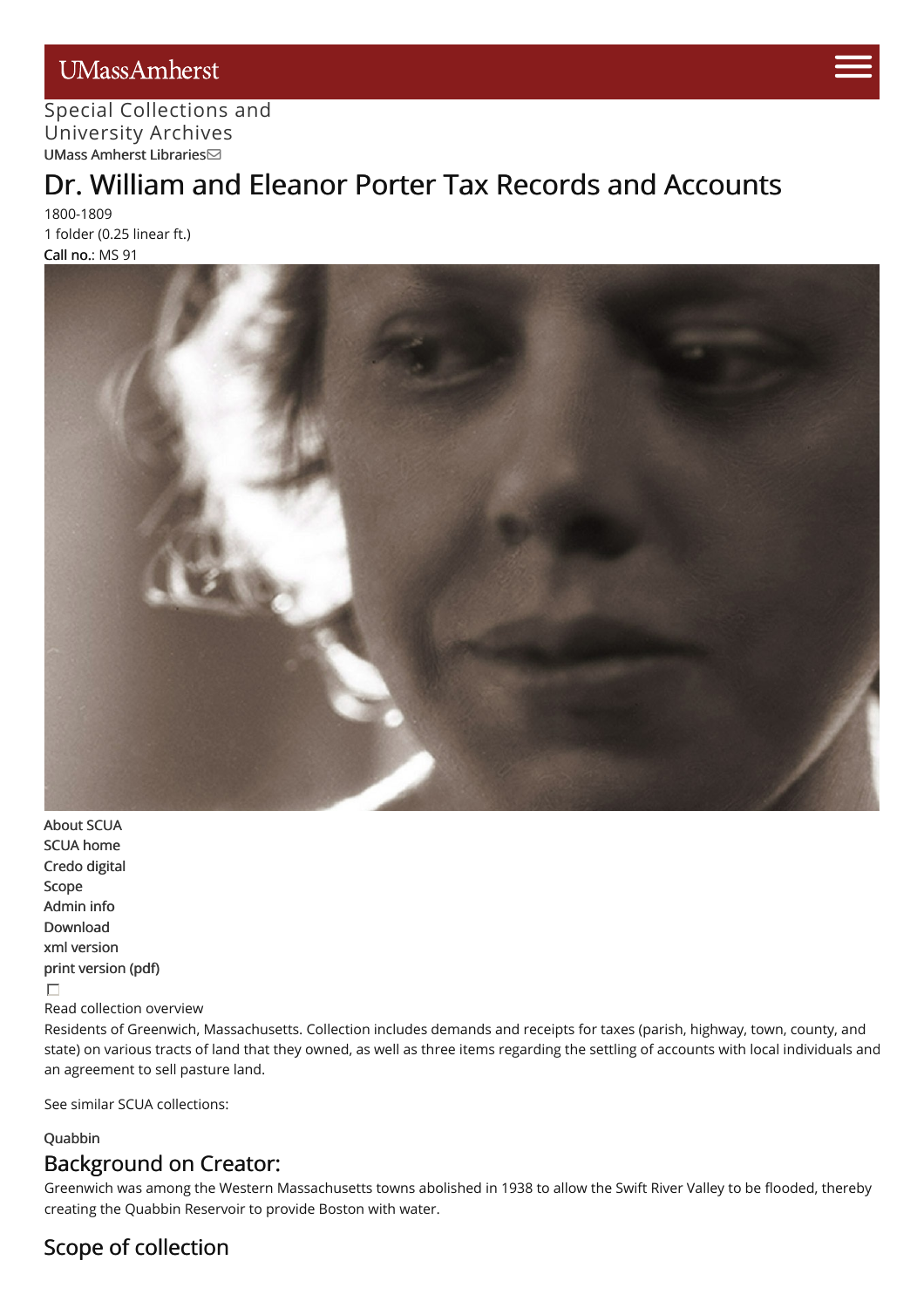UMassAmherst

Special Collections and University Archives

UMass Amherst Libraries

# Dr. William and Eleanor Porter Tax Records and Accounts

1800-1809

1 folder (0.25 linear ft.)

**Call no.**: MS 91

- About SCUA
- SCUA home
- Credo digital
- Scope
- Admin info
- Download
- xml version
- print version (pdf)

Read collection overview

Residents of Greenwich, Massachusetts. Collection includes demands and receipts for taxes (parish, highway, town, county, and state) on various tracts of land that they owned, as well as three items regarding the settling of accounts with local individuals and an agreement to sell pasture land.

See similar SCUA collections:

Quabbin

## Background on Creator:

Greenwich was among the Western Massachusetts towns abolished in 1938 to allow the Swift River Valley to be flooded, thereby creating the Quabbin Reservoir to provide Boston with water.

## Scope of collection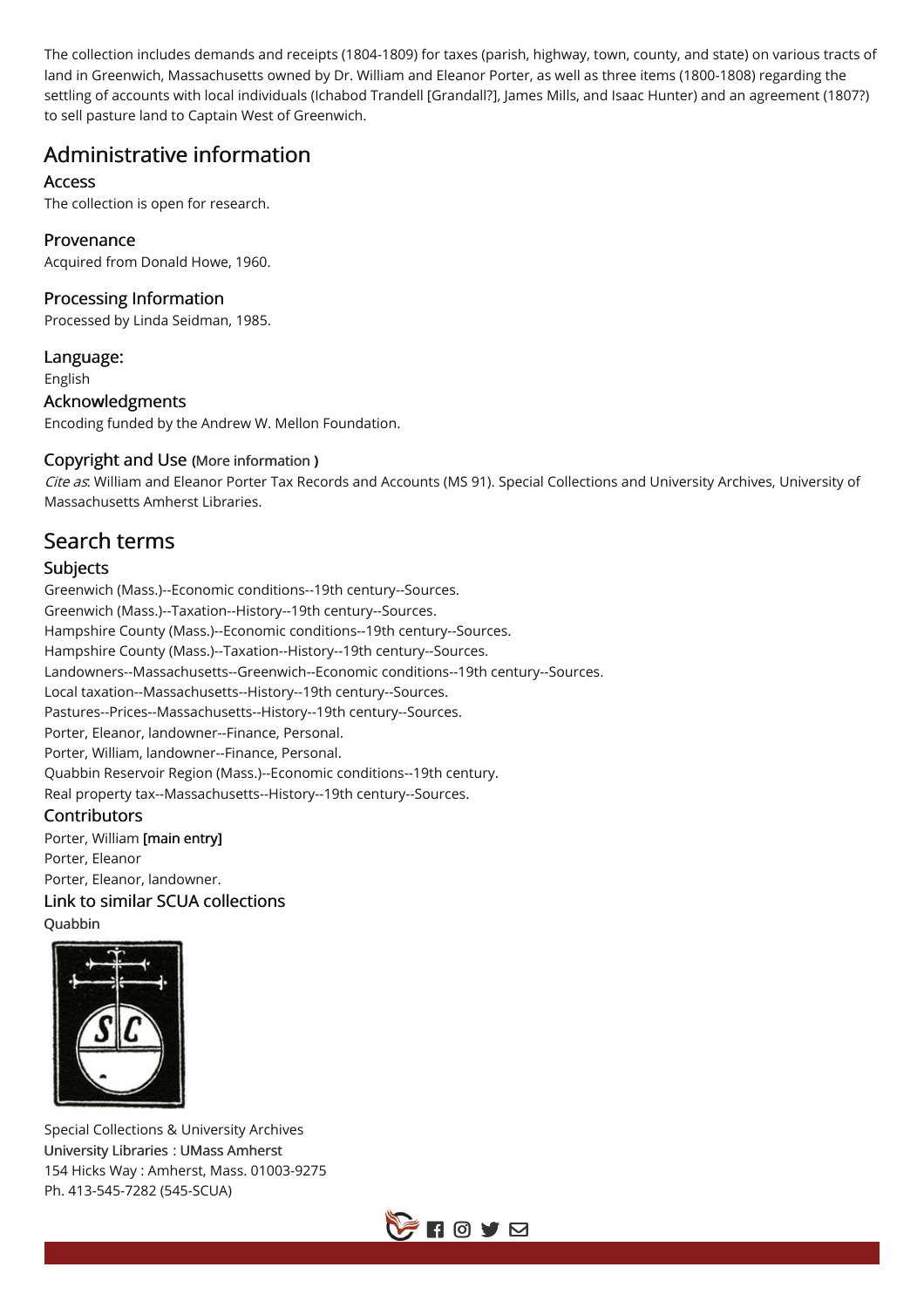The collection includes demands and receipts (1804-1809) for taxes (parish, highway, town, county, and state) on various tracts of land in Greenwich, Massachusetts owned by Dr. William and Eleanor Porter, as well as three items (1800-1808) regarding the settling of accounts with local individuals (Ichabod Trandell [Grandall?], James Mills, and Isaac Hunter) and an agreement (1807?) to sell pasture land to Captain West of Greenwich.

## Administrative information

### Access

The collection is open for research.

### Provenance

Acquired from Donald Howe, 1960.

### Processing Information

Processed by Linda Seidman, 1985.

### Language:

English

### Acknowledgments

Encoding funded by the Andrew W. Mellon Foundation.

### Copyright and Use (More information )

*Cite as*: William and Eleanor Porter Tax Records and Accounts (MS 91). Special Collections and University Archives, University of Massachusetts Amherst Libraries.

## Search terms

### Subjects

Greenwich (Mass.)--Economic conditions--19th century--Sources.
Greenwich (Mass.)--Taxation--History--19th century--Sources.
Hampshire County (Mass.)--Economic conditions--19th century--Sources.
Hampshire County (Mass.)--Taxation--History--19th century--Sources.
Landowners--Massachusetts--Greenwich--Economic conditions--19th century--Sources.
Local taxation--Massachusetts--History--19th century--Sources.
Pastures--Prices--Massachusetts--History--19th century--Sources.
Porter, Eleanor, landowner--Finance, Personal.
Porter, William, landowner--Finance, Personal.
Quabbin Reservoir Region (Mass.)--Economic conditions--19th century.
Real property tax--Massachusetts--History--19th century--Sources.

### Contributors

Porter, William **[main entry]**
Porter, Eleanor
Porter, Eleanor, landowner.

### Link to similar SCUA collections

Quabbin

Special Collections & University Archives
University Libraries : UMass Amherst
154 Hicks Way : Amherst, Mass. 01003-9275
Ph. 413-545-7282 (545-SCUA)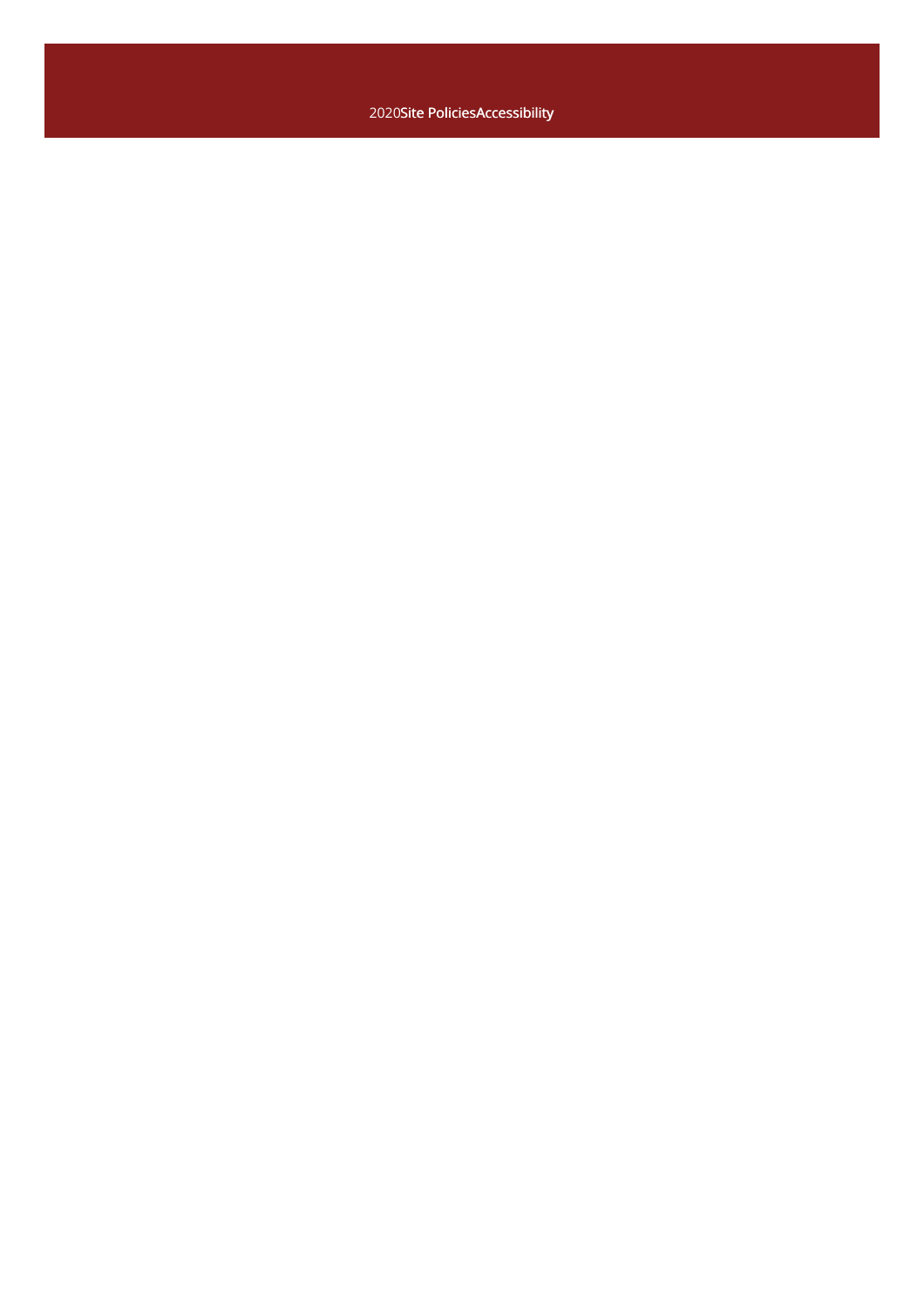2020Site PoliciesAccessibility